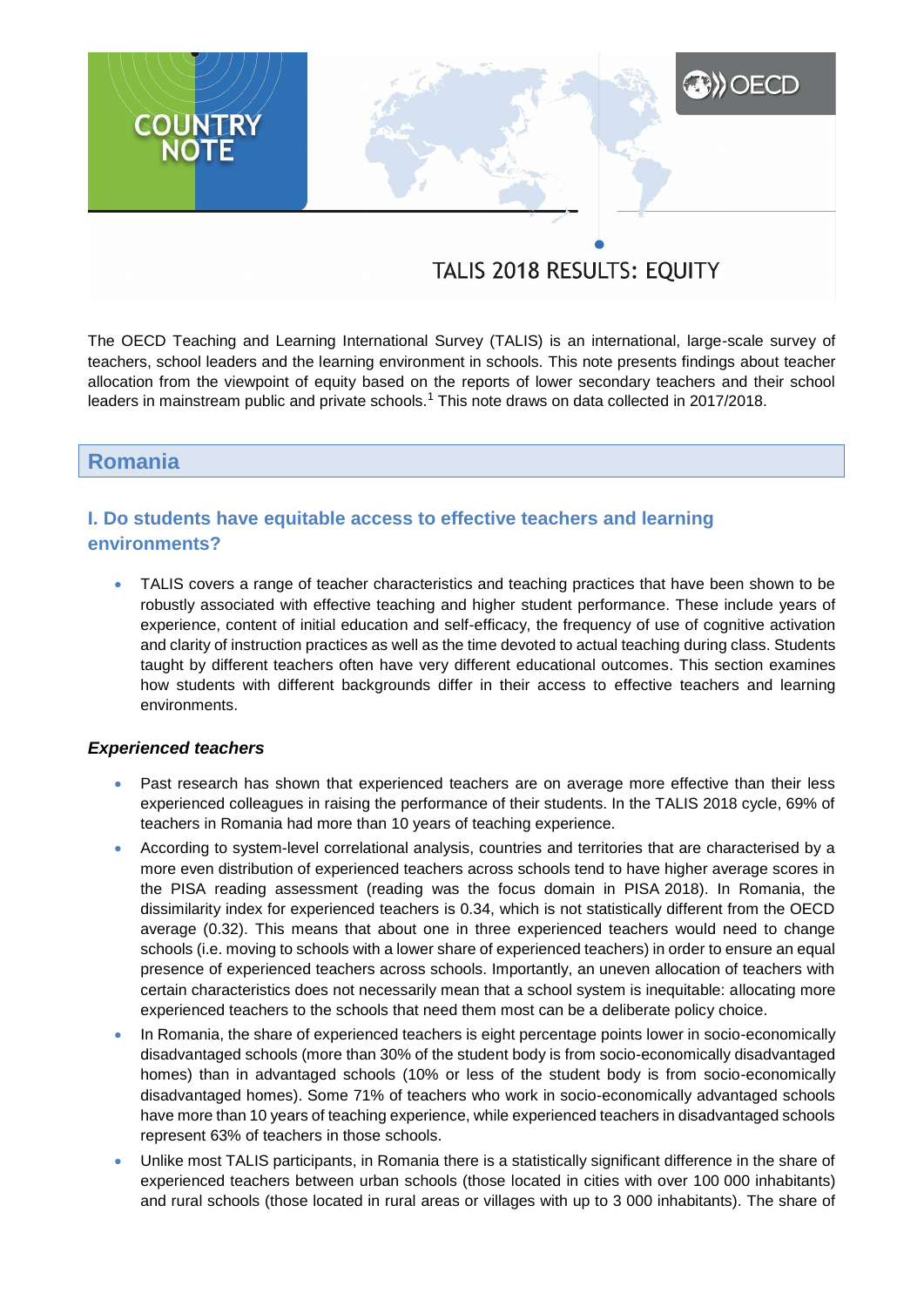COUNTRY NOTE

# TALIS 2018 RESULTS: EQUITY

The OECD Teaching and Learning International Survey (TALIS) is an international, large-scale survey of teachers, school leaders and the learning environment in schools. This note presents findings about teacher allocation from the viewpoint of equity based on the reports of lower secondary teachers and their school leaders in mainstream public and private schools.[1] This note draws on data collected in 2017/2018.

## Romania

### I. Do students have equitable access to effective teachers and learning environments?

- TALIS covers a range of teacher characteristics and teaching practices that have been shown to be robustly associated with effective teaching and higher student performance. These include years of experience, content of initial education and self-efficacy, the frequency of use of cognitive activation and clarity of instruction practices as well as the time devoted to actual teaching during class. Students taught by different teachers often have very different educational outcomes. This section examines how students with different backgrounds differ in their access to effective teachers and learning environments.

#### *Experienced teachers*

- Past research has shown that experienced teachers are on average more effective than their less experienced colleagues in raising the performance of their students. In the TALIS 2018 cycle, 69% of teachers in Romania had more than 10 years of teaching experience.
- According to system-level correlational analysis, countries and territories that are characterised by a more even distribution of experienced teachers across schools tend to have higher average scores in the PISA reading assessment (reading was the focus domain in PISA 2018). In Romania, the dissimilarity index for experienced teachers is 0.34, which is not statistically different from the OECD average (0.32). This means that about one in three experienced teachers would need to change schools (i.e. moving to schools with a lower share of experienced teachers) in order to ensure an equal presence of experienced teachers across schools. Importantly, an uneven allocation of teachers with certain characteristics does not necessarily mean that a school system is inequitable: allocating more experienced teachers to the schools that need them most can be a deliberate policy choice.
- In Romania, the share of experienced teachers is eight percentage points lower in socio-economically disadvantaged schools (more than 30% of the student body is from socio-economically disadvantaged homes) than in advantaged schools (10% or less of the student body is from socio-economically disadvantaged homes). Some 71% of teachers who work in socio-economically advantaged schools have more than 10 years of teaching experience, while experienced teachers in disadvantaged schools represent 63% of teachers in those schools.
- Unlike most TALIS participants, in Romania there is a statistically significant difference in the share of experienced teachers between urban schools (those located in cities with over 100 000 inhabitants) and rural schools (those located in rural areas or villages with up to 3 000 inhabitants). The share of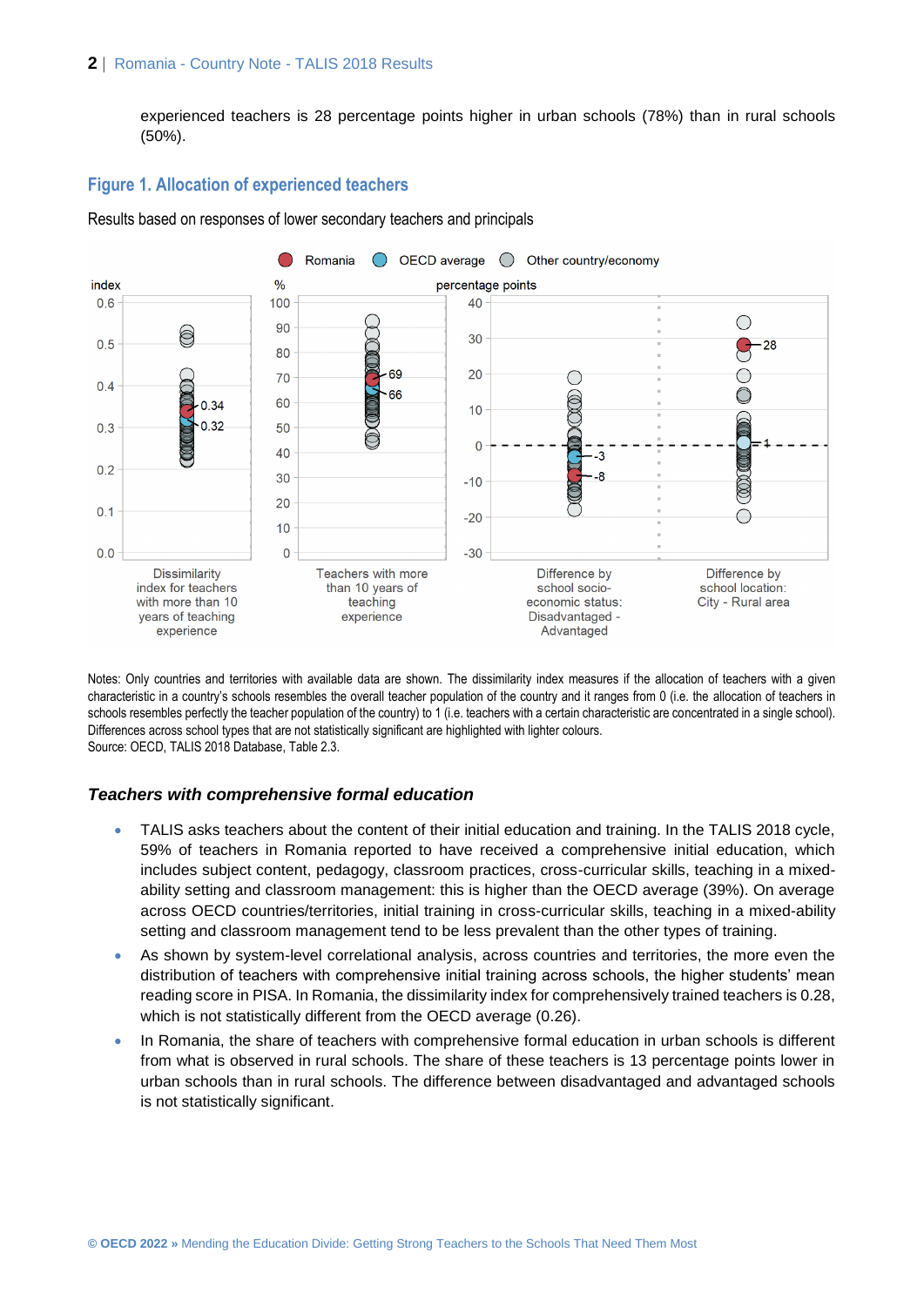experienced teachers is 28 percentage points higher in urban schools (78%) than in rural schools (50%).

## Figure 1. Allocation of experienced teachers

Results based on responses of lower secondary teachers and principals

Notes: Only countries and territories with available data are shown. The dissimilarity index measures if the allocation of teachers with a given characteristic in a country's schools resembles the overall teacher population of the country and it ranges from 0 (i.e. the allocation of teachers in schools resembles perfectly the teacher population of the country) to 1 (i.e. teachers with a certain characteristic are concentrated in a single school). Differences across school types that are not statistically significant are highlighted with lighter colours.
Source: OECD, TALIS 2018 Database, Table 2.3.

### *Teachers with comprehensive formal education*

- TALIS asks teachers about the content of their initial education and training. In the TALIS 2018 cycle, 59% of teachers in Romania reported to have received a comprehensive initial education, which includes subject content, pedagogy, classroom practices, cross-curricular skills, teaching in a mixed-ability setting and classroom management: this is higher than the OECD average (39%). On average across OECD countries/territories, initial training in cross-curricular skills, teaching in a mixed-ability setting and classroom management tend to be less prevalent than the other types of training.
- As shown by system-level correlational analysis, across countries and territories, the more even the distribution of teachers with comprehensive initial training across schools, the higher students' mean reading score in PISA. In Romania, the dissimilarity index for comprehensively trained teachers is 0.28, which is not statistically different from the OECD average (0.26).
- In Romania, the share of teachers with comprehensive formal education in urban schools is different from what is observed in rural schools. The share of these teachers is 13 percentage points lower in urban schools than in rural schools. The difference between disadvantaged and advantaged schools is not statistically significant.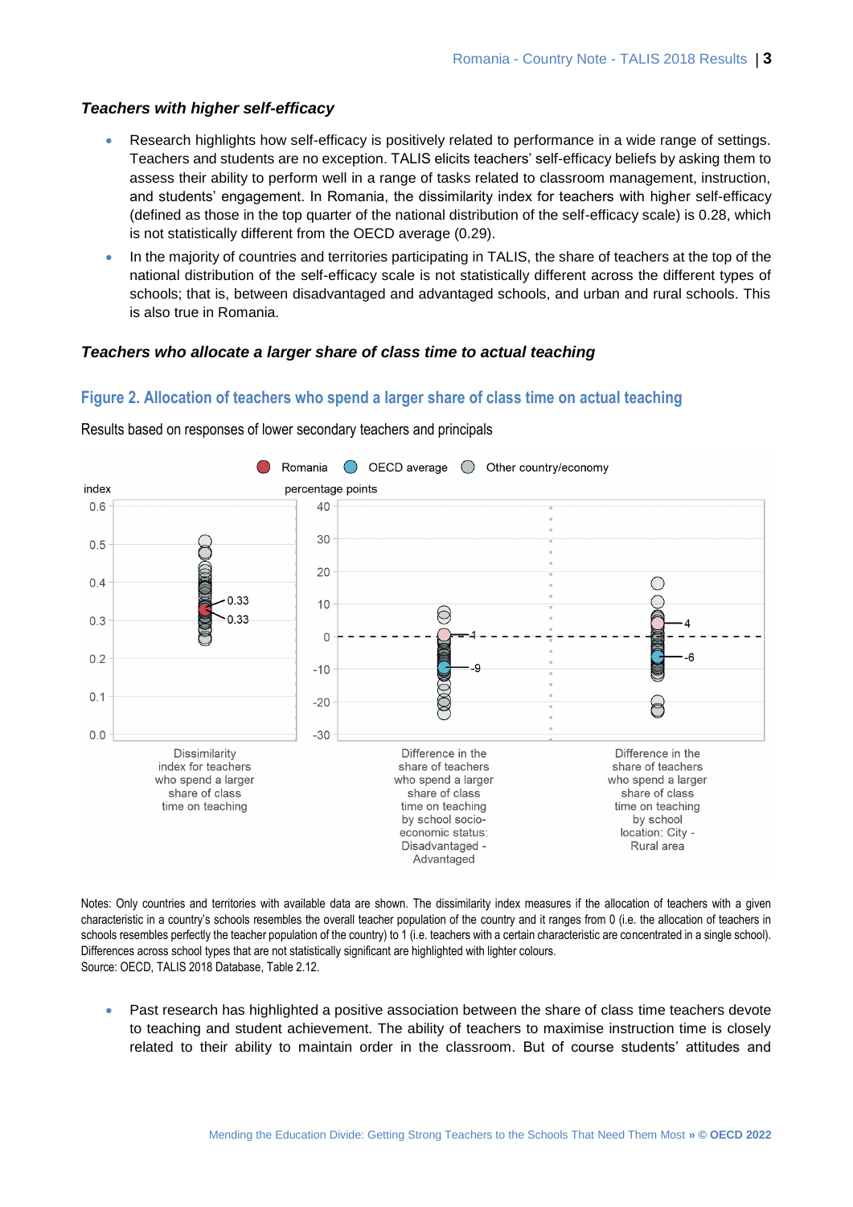### *Teachers with higher self-efficacy*

- Research highlights how self-efficacy is positively related to performance in a wide range of settings. Teachers and students are no exception. TALIS elicits teachers' self-efficacy beliefs by asking them to assess their ability to perform well in a range of tasks related to classroom management, instruction, and students' engagement. In Romania, the dissimilarity index for teachers with higher self-efficacy (defined as those in the top quarter of the national distribution of the self-efficacy scale) is 0.28, which is not statistically different from the OECD average (0.29).
- In the majority of countries and territories participating in TALIS, the share of teachers at the top of the national distribution of the self-efficacy scale is not statistically different across the different types of schools; that is, between disadvantaged and advantaged schools, and urban and rural schools. This is also true in Romania.

### *Teachers who allocate a larger share of class time to actual teaching*

## Figure 2. Allocation of teachers who spend a larger share of class time on actual teaching

Results based on responses of lower secondary teachers and principals

Romania | OECD average | Other country/economy

index | percentage points

Dissimilarity index for teachers who spend a larger share of class time on teaching: 0.33 (Romania), 0.33 (OECD average)

Difference in the share of teachers who spend a larger share of class time on teaching by school socio-economic status: Disadvantaged - Advantaged: 1 (Romania), -9 (OECD average)

Difference in the share of teachers who spend a larger share of class time on teaching by school location: City - Rural area: 4 (Romania), -6 (OECD average)

Notes: Only countries and territories with available data are shown. The dissimilarity index measures if the allocation of teachers with a given characteristic in a country's schools resembles the overall teacher population of the country and it ranges from 0 (i.e. the allocation of teachers in schools resembles perfectly the teacher population of the country) to 1 (i.e. teachers with a certain characteristic are concentrated in a single school). Differences across school types that are not statistically significant are highlighted with lighter colours.
Source: OECD, TALIS 2018 Database, Table 2.12.

- Past research has highlighted a positive association between the share of class time teachers devote to teaching and student achievement. The ability of teachers to maximise instruction time is closely related to their ability to maintain order in the classroom. But of course students' attitudes and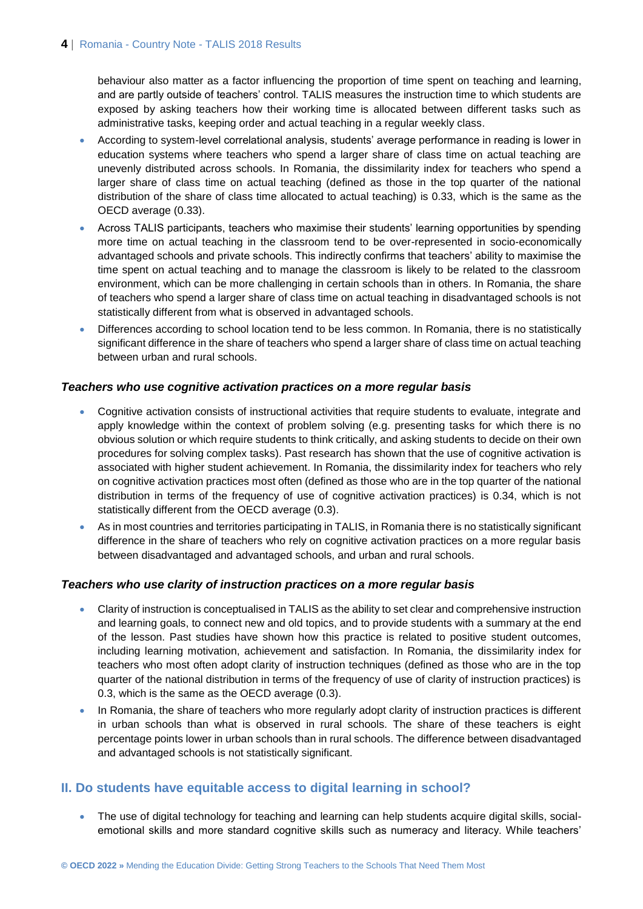behaviour also matter as a factor influencing the proportion of time spent on teaching and learning, and are partly outside of teachers' control. TALIS measures the instruction time to which students are exposed by asking teachers how their working time is allocated between different tasks such as administrative tasks, keeping order and actual teaching in a regular weekly class.

- According to system-level correlational analysis, students' average performance in reading is lower in education systems where teachers who spend a larger share of class time on actual teaching are unevenly distributed across schools. In Romania, the dissimilarity index for teachers who spend a larger share of class time on actual teaching (defined as those in the top quarter of the national distribution of the share of class time allocated to actual teaching) is 0.33, which is the same as the OECD average (0.33).
- Across TALIS participants, teachers who maximise their students' learning opportunities by spending more time on actual teaching in the classroom tend to be over-represented in socio-economically advantaged schools and private schools. This indirectly confirms that teachers' ability to maximise the time spent on actual teaching and to manage the classroom is likely to be related to the classroom environment, which can be more challenging in certain schools than in others. In Romania, the share of teachers who spend a larger share of class time on actual teaching in disadvantaged schools is not statistically different from what is observed in advantaged schools.
- Differences according to school location tend to be less common. In Romania, there is no statistically significant difference in the share of teachers who spend a larger share of class time on actual teaching between urban and rural schools.

### *Teachers who use cognitive activation practices on a more regular basis*

- Cognitive activation consists of instructional activities that require students to evaluate, integrate and apply knowledge within the context of problem solving (e.g. presenting tasks for which there is no obvious solution or which require students to think critically, and asking students to decide on their own procedures for solving complex tasks). Past research has shown that the use of cognitive activation is associated with higher student achievement. In Romania, the dissimilarity index for teachers who rely on cognitive activation practices most often (defined as those who are in the top quarter of the national distribution in terms of frequency of use of cognitive activation practices) is 0.34, which is not statistically different from the OECD average (0.3).
- As in most countries and territories participating in TALIS, in Romania there is no statistically significant difference in the share of teachers who rely on cognitive activation practices on a more regular basis between disadvantaged and advantaged schools, and urban and rural schools.

### *Teachers who use clarity of instruction practices on a more regular basis*

- Clarity of instruction is conceptualised in TALIS as the ability to set clear and comprehensive instruction and learning goals, to connect new and old topics, and to provide students with a summary at the end of the lesson. Past studies have shown how this practice is related to positive student outcomes, including learning motivation, achievement and satisfaction. In Romania, the dissimilarity index for teachers who most often adopt clarity of instruction techniques (defined as those who are in the top quarter of the national distribution in terms of the frequency of use of clarity of instruction practices) is 0.3, which is the same as the OECD average (0.3).
- In Romania, the share of teachers who more regularly adopt clarity of instruction practices is different in urban schools than what is observed in rural schools. The share of these teachers is eight percentage points lower in urban schools than in rural schools. The difference between disadvantaged and advantaged schools is not statistically significant.

## II. Do students have equitable access to digital learning in school?

- The use of digital technology for teaching and learning can help students acquire digital skills, social-emotional skills and more standard cognitive skills such as numeracy and literacy. While teachers'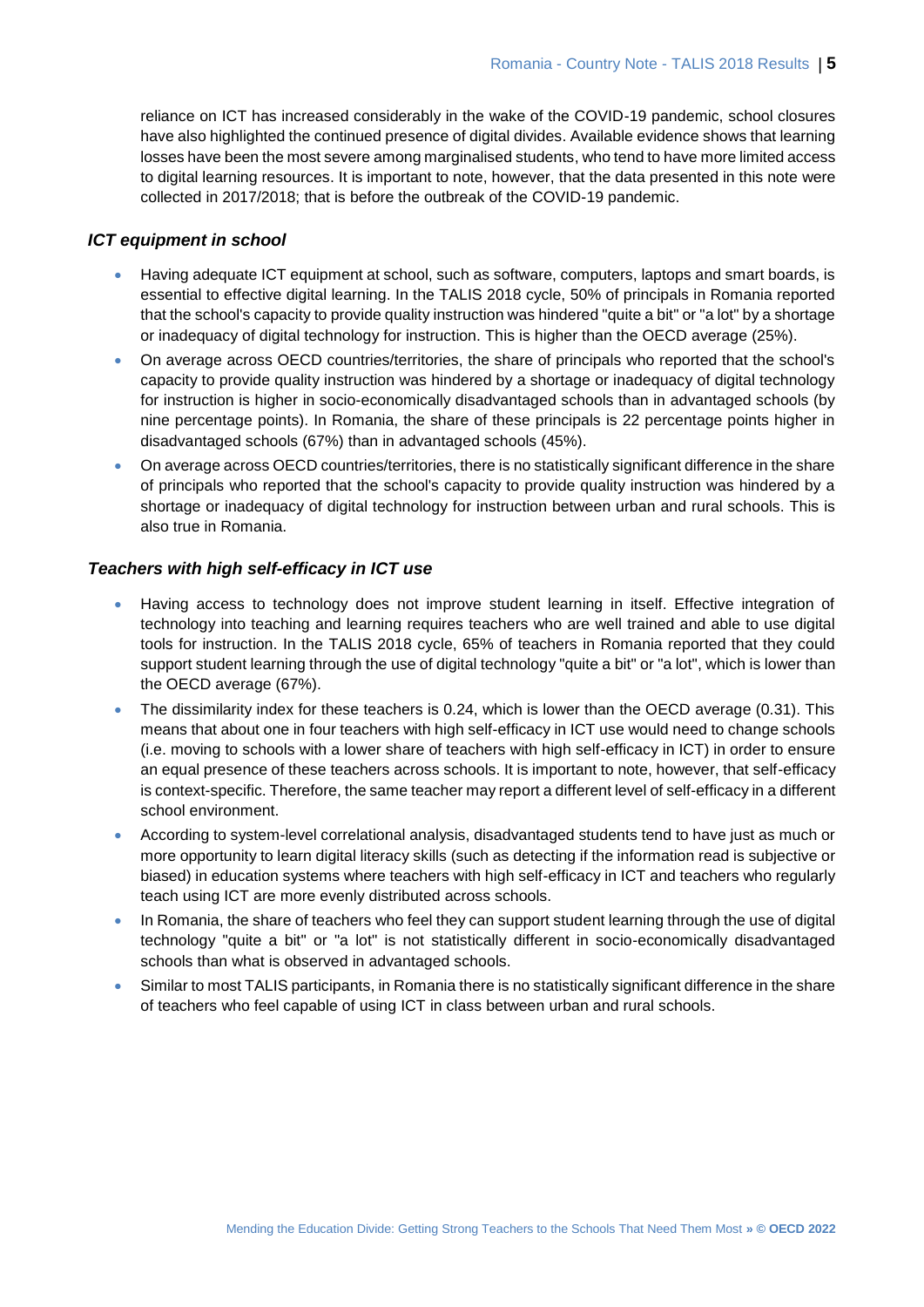reliance on ICT has increased considerably in the wake of the COVID-19 pandemic, school closures have also highlighted the continued presence of digital divides. Available evidence shows that learning losses have been the most severe among marginalised students, who tend to have more limited access to digital learning resources. It is important to note, however, that the data presented in this note were collected in 2017/2018; that is before the outbreak of the COVID-19 pandemic.

### *ICT equipment in school*

- Having adequate ICT equipment at school, such as software, computers, laptops and smart boards, is essential to effective digital learning. In the TALIS 2018 cycle, 50% of principals in Romania reported that the school's capacity to provide quality instruction was hindered "quite a bit" or "a lot" by a shortage or inadequacy of digital technology for instruction. This is higher than the OECD average (25%).
- On average across OECD countries/territories, the share of principals who reported that the school's capacity to provide quality instruction was hindered by a shortage or inadequacy of digital technology for instruction is higher in socio-economically disadvantaged schools than in advantaged schools (by nine percentage points). In Romania, the share of these principals is 22 percentage points higher in disadvantaged schools (67%) than in advantaged schools (45%).
- On average across OECD countries/territories, there is no statistically significant difference in the share of principals who reported that the school's capacity to provide quality instruction was hindered by a shortage or inadequacy of digital technology for instruction between urban and rural schools. This is also true in Romania.

### *Teachers with high self-efficacy in ICT use*

- Having access to technology does not improve student learning in itself. Effective integration of technology into teaching and learning requires teachers who are well trained and able to use digital tools for instruction. In the TALIS 2018 cycle, 65% of teachers in Romania reported that they could support student learning through the use of digital technology "quite a bit" or "a lot", which is lower than the OECD average (67%).
- The dissimilarity index for these teachers is 0.24, which is lower than the OECD average (0.31). This means that about one in four teachers with high self-efficacy in ICT use would need to change schools (i.e. moving to schools with a lower share of teachers with high self-efficacy in ICT) in order to ensure an equal presence of these teachers across schools. It is important to note, however, that self-efficacy is context-specific. Therefore, the same teacher may report a different level of self-efficacy in a different school environment.
- According to system-level correlational analysis, disadvantaged students tend to have just as much or more opportunity to learn digital literacy skills (such as detecting if the information read is subjective or biased) in education systems where teachers with high self-efficacy in ICT and teachers who regularly teach using ICT are more evenly distributed across schools.
- In Romania, the share of teachers who feel they can support student learning through the use of digital technology "quite a bit" or "a lot" is not statistically different in socio-economically disadvantaged schools than what is observed in advantaged schools.
- Similar to most TALIS participants, in Romania there is no statistically significant difference in the share of teachers who feel capable of using ICT in class between urban and rural schools.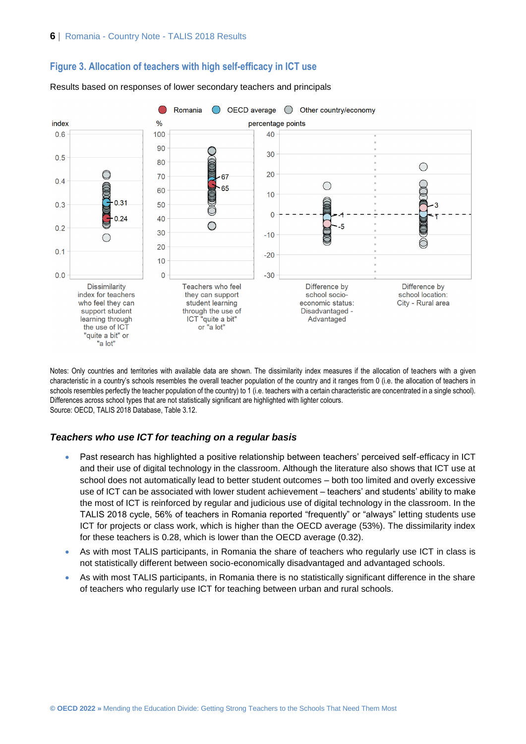## Figure 3. Allocation of teachers with high self-efficacy in ICT use

Results based on responses of lower secondary teachers and principals

Notes: Only countries and territories with available data are shown. The dissimilarity index measures if the allocation of teachers with a given characteristic in a country's schools resembles the overall teacher population of the country and it ranges from 0 (i.e. the allocation of teachers in schools resembles perfectly the teacher population of the country) to 1 (i.e. teachers with a certain characteristic are concentrated in a single school). Differences across school types that are not statistically significant are highlighted with lighter colours.
Source: OECD, TALIS 2018 Database, Table 3.12.

### *Teachers who use ICT for teaching on a regular basis*

- Past research has highlighted a positive relationship between teachers' perceived self-efficacy in ICT and their use of digital technology in the classroom. Although the literature also shows that ICT use at school does not automatically lead to better student outcomes – both too limited and overly excessive use of ICT can be associated with lower student achievement – teachers' and students' ability to make the most of ICT is reinforced by regular and judicious use of digital technology in the classroom. In the TALIS 2018 cycle, 56% of teachers in Romania reported "frequently" or "always" letting students use ICT for projects or class work, which is higher than the OECD average (53%). The dissimilarity index for these teachers is 0.28, which is lower than the OECD average (0.32).
- As with most TALIS participants, in Romania the share of teachers who regularly use ICT in class is not statistically different between socio-economically disadvantaged and advantaged schools.
- As with most TALIS participants, in Romania there is no statistically significant difference in the share of teachers who regularly use ICT for teaching between urban and rural schools.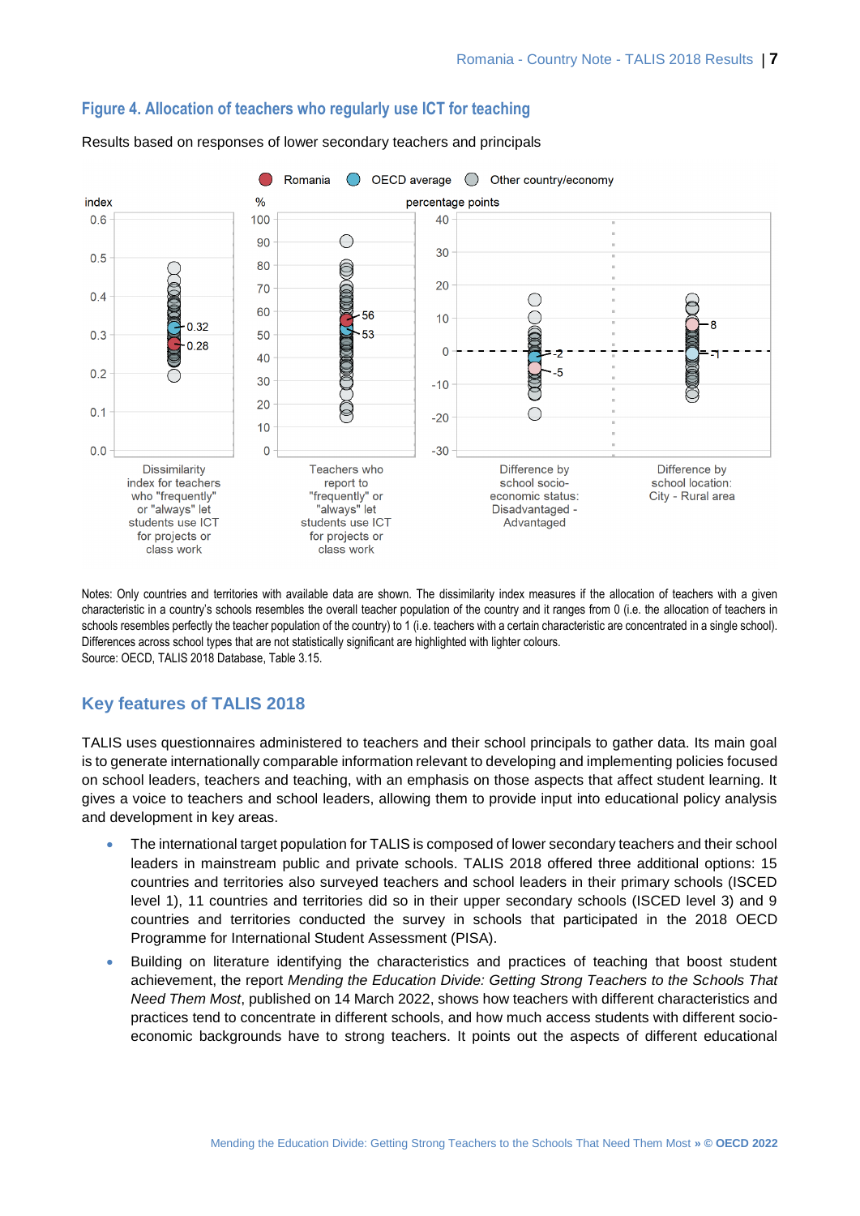## Figure 4. Allocation of teachers who regularly use ICT for teaching

Results based on responses of lower secondary teachers and principals

Notes: Only countries and territories with available data are shown. The dissimilarity index measures if the allocation of teachers with a given characteristic in a country's schools resembles the overall teacher population of the country and it ranges from 0 (i.e. the allocation of teachers in schools resembles perfectly the teacher population of the country) to 1 (i.e. teachers with a certain characteristic are concentrated in a single school). Differences across school types that are not statistically significant are highlighted with lighter colours.
Source: OECD, TALIS 2018 Database, Table 3.15.

## Key features of TALIS 2018

TALIS uses questionnaires administered to teachers and their school principals to gather data. Its main goal is to generate internationally comparable information relevant to developing and implementing policies focused on school leaders, teachers and teaching, with an emphasis on those aspects that affect student learning. It gives a voice to teachers and school leaders, allowing them to provide input into educational policy analysis and development in key areas.

- The international target population for TALIS is composed of lower secondary teachers and their school leaders in mainstream public and private schools. TALIS 2018 offered three additional options: 15 countries and territories also surveyed teachers and school leaders in their primary schools (ISCED level 1), 11 countries and territories did so in their upper secondary schools (ISCED level 3) and 9 countries and territories conducted the survey in schools that participated in the 2018 OECD Programme for International Student Assessment (PISA).
- Building on literature identifying the characteristics and practices of teaching that boost student achievement, the report *Mending the Education Divide: Getting Strong Teachers to the Schools That Need Them Most*, published on 14 March 2022, shows how teachers with different characteristics and practices tend to concentrate in different schools, and how much access students with different socio-economic backgrounds have to strong teachers. It points out the aspects of different educational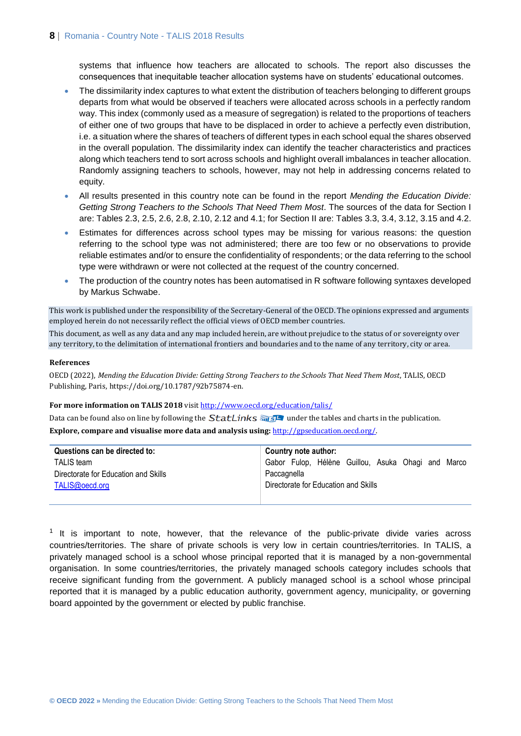systems that influence how teachers are allocated to schools. The report also discusses the consequences that inequitable teacher allocation systems have on students' educational outcomes.

- The dissimilarity index captures to what extent the distribution of teachers belonging to different groups departs from what would be observed if teachers were allocated across schools in a perfectly random way. This index (commonly used as a measure of segregation) is related to the proportions of teachers of either one of two groups that have to be displaced in order to achieve a perfectly even distribution, i.e. a situation where the shares of teachers of different types in each school equal the shares observed in the overall population. The dissimilarity index can identify the teacher characteristics and practices along which teachers tend to sort across schools and highlight overall imbalances in teacher allocation. Randomly assigning teachers to schools, however, may not help in addressing concerns related to equity.
- All results presented in this country note can be found in the report *Mending the Education Divide: Getting Strong Teachers to the Schools That Need Them Most*. The sources of the data for Section I are: Tables 2.3, 2.5, 2.6, 2.8, 2.10, 2.12 and 4.1; for Section II are: Tables 3.3, 3.4, 3.12, 3.15 and 4.2.
- Estimates for differences across school types may be missing for various reasons: the question referring to the school type was not administered; there are too few or no observations to provide reliable estimates and/or to ensure the confidentiality of respondents; or the data referring to the school type were withdrawn or were not collected at the request of the country concerned.
- The production of the country notes has been automatised in R software following syntaxes developed by Markus Schwabe.

This work is published under the responsibility of the Secretary-General of the OECD. The opinions expressed and arguments employed herein do not necessarily reflect the official views of OECD member countries.

This document, as well as any data and any map included herein, are without prejudice to the status of or sovereignty over any territory, to the delimitation of international frontiers and boundaries and to the name of any territory, city or area.

**References**

OECD (2022), *Mending the Education Divide: Getting Strong Teachers to the Schools That Need Them Most*, TALIS, OECD Publishing, Paris, https://doi.org/10.1787/92b75874-en.

**For more information on TALIS 2018** visit http://www.oecd.org/education/talis/

Data can be found also on line by following the StatLinks under the tables and charts in the publication.

**Explore, compare and visualise more data and analysis using:** http://gpseducation.oecd.org/.

| **Questions can be directed to:** | **Country note author:** |
|---|---|
| TALIS team<br>Directorate for Education and Skills<br>TALIS@oecd.org | Gabor Fulop, Hélène Guillou, Asuka Ohagi and Marco Paccagnella<br>Directorate for Education and Skills |

[1] It is important to note, however, that the relevance of the public-private divide varies across countries/territories. The share of private schools is very low in certain countries/territories. In TALIS, a privately managed school is a school whose principal reported that it is managed by a non-governmental organisation. In some countries/territories, the privately managed schools category includes schools that receive significant funding from the government. A publicly managed school is a school whose principal reported that it is managed by a public education authority, government agency, municipality, or governing board appointed by the government or elected by public franchise.